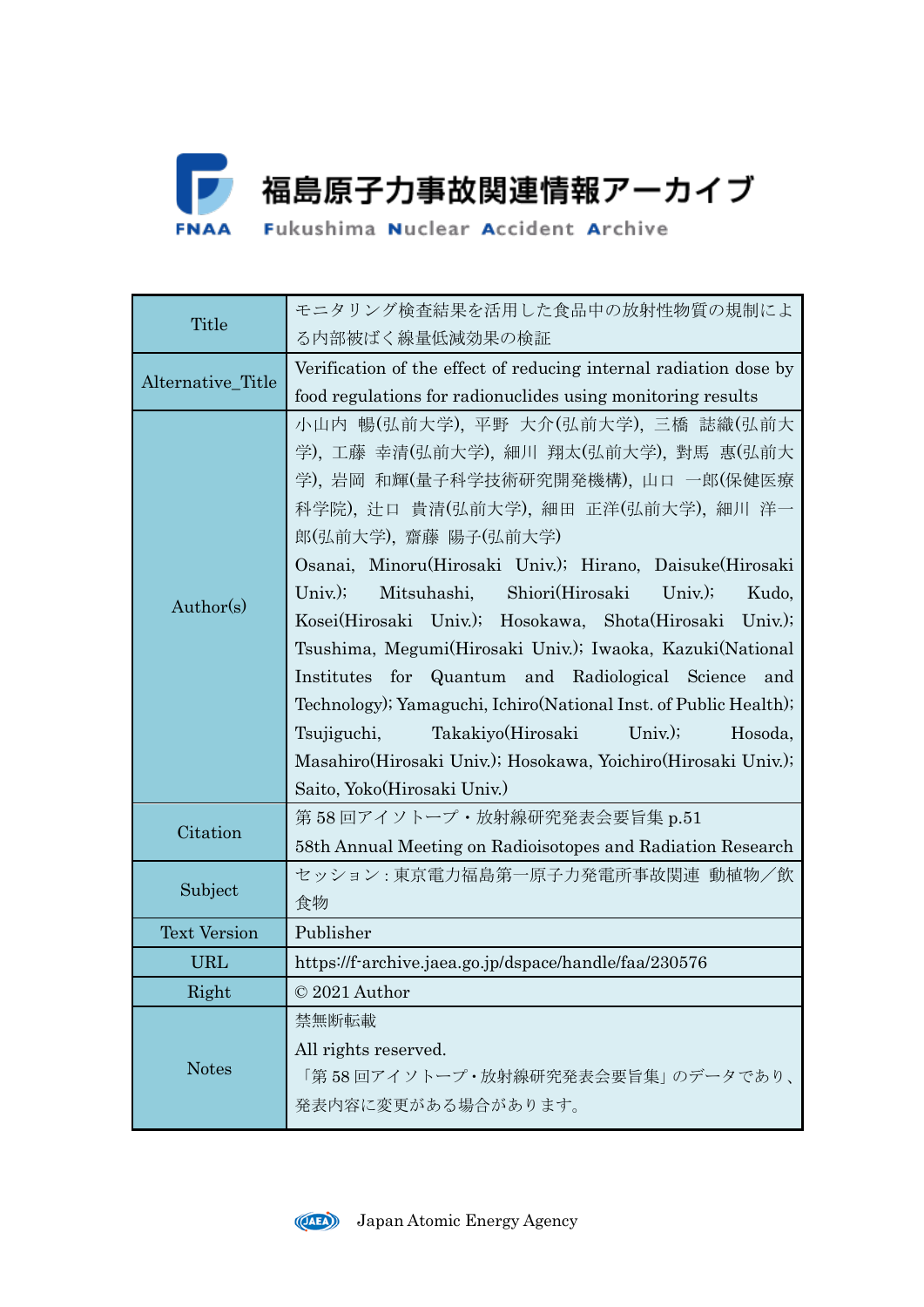# 福島原子力事故関連情報アーカイブ

Fukushima Nuclear Accident Archive

| | |
|---|---|
| Title | モニタリング検査結果を活用した食品中の放射性物質の規制による内部被ばく線量低減効果の検証 |
| Alternative_Title | Verification of the effect of reducing internal radiation dose by food regulations for radionuclides using monitoring results |
| Author(s) | 小山内 暢(弘前大学), 平野 大介(弘前大学), 三橋 誌織(弘前大学), 工藤 幸清(弘前大学), 細川 翔太(弘前大学), 對馬 惠(弘前大学), 岩岡 和輝(量子科学技術研究開発機構), 山口 一郎(保健医療科学院), 辻口 貴清(弘前大学), 細田 正洋(弘前大学), 細川 洋一郎(弘前大学), 齋藤 陽子(弘前大学)<br>Osanai, Minoru(Hirosaki Univ.); Hirano, Daisuke(Hirosaki Univ.); Mitsuhashi, Shiori(Hirosaki Univ.); Kudo, Kosei(Hirosaki Univ.); Hosokawa, Shota(Hirosaki Univ.); Tsushima, Megumi(Hirosaki Univ.); Iwaoka, Kazuki(National Institutes for Quantum and Radiological Science and Technology); Yamaguchi, Ichiro(National Inst. of Public Health); Tsujiguchi, Takakiyo(Hirosaki Univ.); Hosoda, Masahiro(Hirosaki Univ.); Hosokawa, Yoichiro(Hirosaki Univ.); Saito, Yoko(Hirosaki Univ.) |
| Citation | 第 58 回アイソトープ・放射線研究発表会要旨集 p.51<br>58th Annual Meeting on Radioisotopes and Radiation Research |
| Subject | セッション：東京電力福島第一原子力発電所事故関連 動植物／飲食物 |
| Text Version | Publisher |
| URL | https://f-archive.jaea.go.jp/dspace/handle/faa/230576 |
| Right | © 2021 Author |
| Notes | 禁無断転載<br>All rights reserved.<br>「第 58 回アイソトープ・放射線研究発表会要旨集」のデータであり、発表内容に変更がある場合があります。 |

Japan Atomic Energy Agency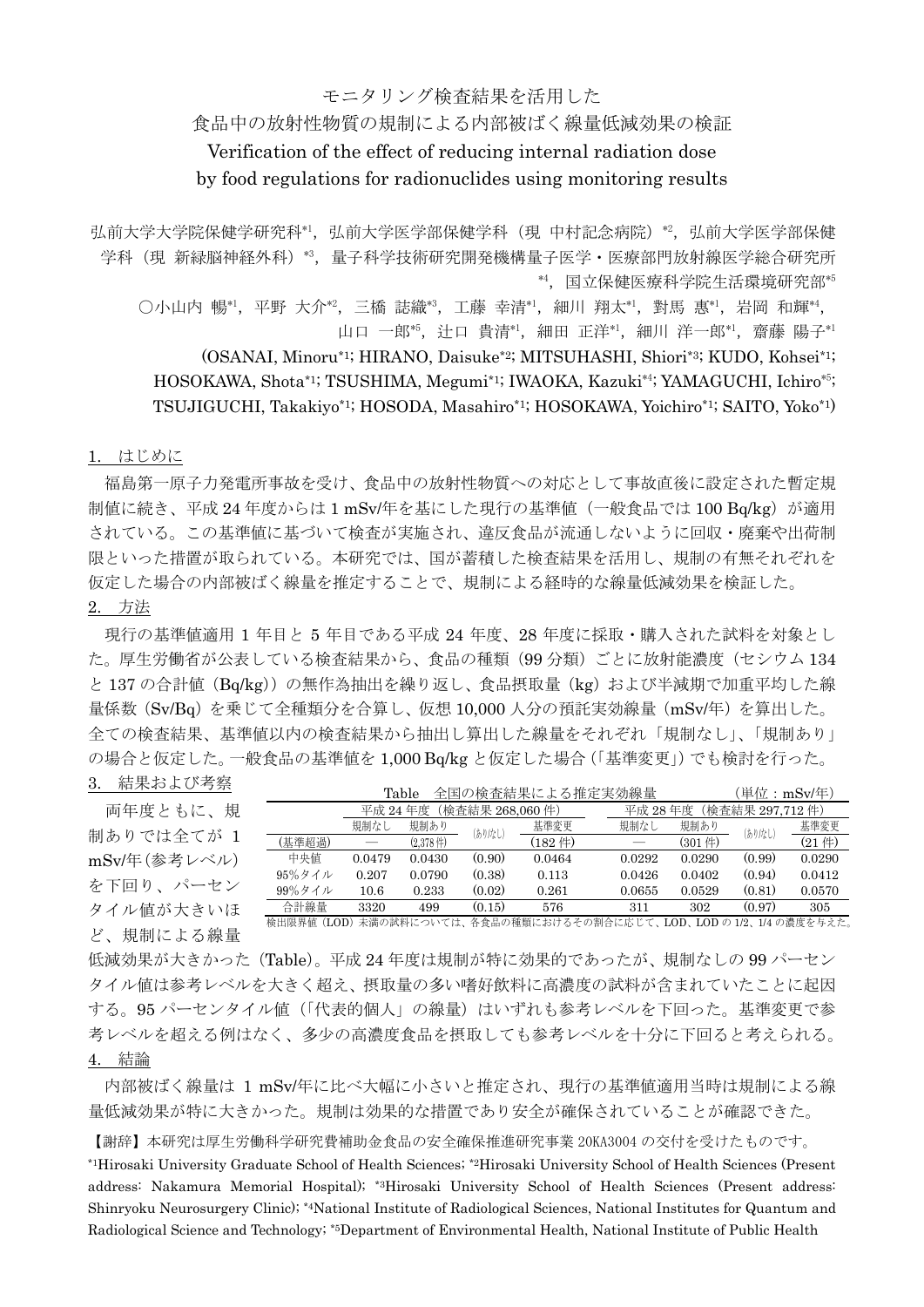# モニタリング検査結果を活用した 食品中の放射性物質の規制による内部被ばく線量低減効果の検証

# Verification of the effect of reducing internal radiation dose by food regulations for radionuclides using monitoring results

弘前大学大学院保健学研究科[*1]，弘前大学医学部保健学科（現 中村記念病院）[*2]，弘前大学医学部保健学科（現 新緑脳神経外科）[*3]，量子科学技術研究開発機構量子医学・医療部門放射線医学総合研究所[*4]，国立保健医療科学院生活環境研究部[*5]

○小山内 暢[*1]，平野 大介[*2]，三橋 誌織[*3]，工藤 幸清[*1]，細川 翔太[*1]，對馬 惠[*1]，岩岡 和輝[*4]，山口 一郎[*5]，辻口 貴清[*1]，細田 正洋[*1]，細川 洋一郎[*1]，齋藤 陽子[*1]

(OSANAI, Minoru[*1]; HIRANO, Daisuke[*2]; MITSUHASHI, Shiori[*3]; KUDO, Kohsei[*1]; HOSOKAWA, Shota[*1]; TSUSHIMA, Megumi[*1]; IWAOKA, Kazuki[*4]; YAMAGUCHI, Ichiro[*5]; TSUJIGUCHI, Takakiyo[*1]; HOSODA, Masahiro[*1]; HOSOKAWA, Yoichiro[*1]; SAITO, Yoko[*1])

## 1. はじめに

福島第一原子力発電所事故を受け、食品中の放射性物質への対応として事故直後に設定された暫定規制値に続き、平成 24 年度からは 1 mSv/年を基にした現行の基準値（一般食品では 100 Bq/kg）が適用されている。この基準値に基づいて検査が実施され、違反食品が流通しないように回収・廃棄や出荷制限といった措置が取られている。本研究では、国が蓄積した検査結果を活用し、規制の有無それぞれを仮定した場合の内部被ばく線量を推定することで、規制による経時的な線量低減効果を検証した。

## 2. 方法

現行の基準値適用 1 年目と 5 年目である平成 24 年度、28 年度に採取・購入された試料を対象とした。厚生労働省が公表している検査結果から、食品の種類（99 分類）ごとに放射能濃度（セシウム 134 と 137 の合計値（Bq/kg））の無作為抽出を繰り返し、食品摂取量（kg）および半減期で加重平均した線量係数（Sv/Bq）を乗じて全種類分を合算し、仮想 10,000 人分の預託実効線量（mSv/年）を算出した。全ての検査結果、基準値以内の検査結果から抽出し算出した線量をそれぞれ「規制なし」、「規制あり」の場合と仮定した。一般食品の基準値を 1,000 Bq/kg と仮定した場合（「基準変更」）でも検討を行った。

## 3. 結果および考察

両年度ともに、規制ありでは全てが 1 mSv/年(参考レベル)を下回り、パーセンタイル値が大きいほど、規制による線量低減効果が大きかった（Table）。平成 24 年度は規制が特に効果的であったが、規制なしの 99 パーセンタイル値は参考レベルを大きく超え、摂取量の多い嗜好飲料に高濃度の試料が含まれていたことに起因する。95 パーセンタイル値（「代表的個人」の線量）はいずれも参考レベルを下回った。基準変更で参考レベルを超える例はなく、多少の高濃度食品を摂取しても参考レベルを十分に下回ると考えられる。

Table　全国の検査結果による推定実効線量　（単位：mSv/年）

| | 平成 24 年度（検査結果 268,060 件） | | | | 平成 28 年度（検査結果 297,712 件） | | | |
|---|---|---|---|---|---|---|---|---|
| | 規制なし | 規制あり | (あり/なし) | 基準変更 | 規制なし | 規制あり | (あり/なし) | 基準変更 |
| (基準超過) | — | (2,378 件) | | (182 件) | — | (301 件) | | (21 件) |
| 中央値 | 0.0479 | 0.0430 | (0.90) | 0.0464 | 0.0292 | 0.0290 | (0.99) | 0.0290 |
| 95%タイル | 0.207 | 0.0790 | (0.38) | 0.113 | 0.0426 | 0.0402 | (0.94) | 0.0412 |
| 99%タイル | 10.6 | 0.233 | (0.02) | 0.261 | 0.0655 | 0.0529 | (0.81) | 0.0570 |
| 合計線量 | 3320 | 499 | (0.15) | 576 | 311 | 302 | (0.97) | 305 |

検出限界値（LOD）未満の試料については、各食品の種類におけるその割合に応じて、LOD、LOD の 1/2、1/4 の濃度を与えた。

## 4. 結論

内部被ばく線量は 1 mSv/年に比べ大幅に小さいと推定され、現行の基準値適用当時は規制による線量低減効果が特に大きかった。規制は効果的な措置であり安全が確保されていることが確認できた。

【謝辞】本研究は厚生労働科学研究費補助金食品の安全確保推進研究事業 20KA3004 の交付を受けたものです。

[*1]Hirosaki University Graduate School of Health Sciences; [*2]Hirosaki University School of Health Sciences (Present address: Nakamura Memorial Hospital); [*3]Hirosaki University School of Health Sciences (Present address: Shinryoku Neurosurgery Clinic); [*4]National Institute of Radiological Sciences, National Institutes for Quantum and Radiological Science and Technology; [*5]Department of Environmental Health, National Institute of Public Health